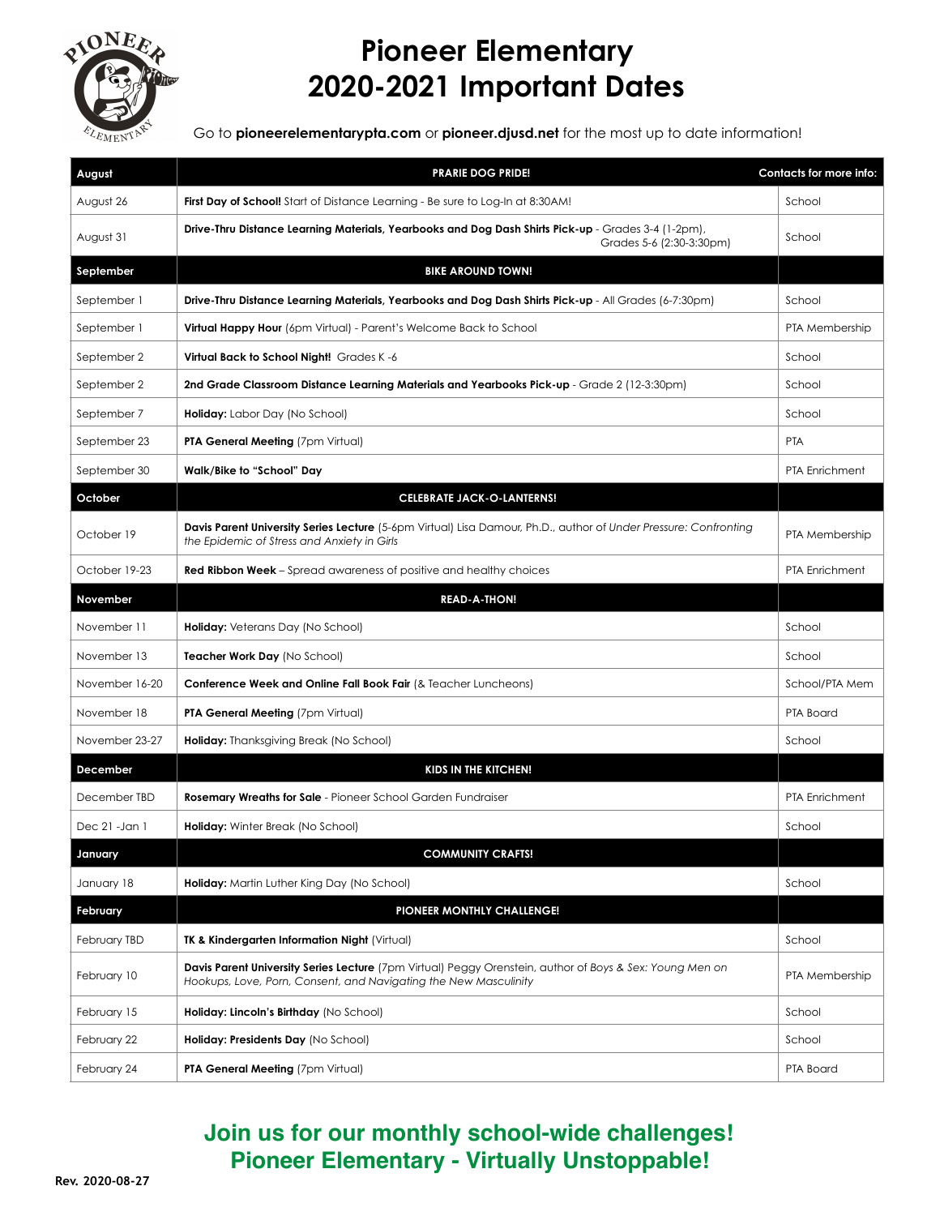# Pioneer Elementary 2020-2021 Important Dates

Go to **pioneerelementarypta.com** or **pioneer.djusd.net** for the most up to date information!

| August | PRARIE DOG PRIDE! | Contacts for more info: |
|---|---|---|
| August 26 | **First Day of School!** Start of Distance Learning - Be sure to Log-In at 8:30AM! | School |
| August 31 | **Drive-Thru Distance Learning Materials, Yearbooks and Dog Dash Shirts Pick-up** - Grades 3-4 (1-2pm), Grades 5-6 (2:30-3:30pm) | School |
| **September** | **BIKE AROUND TOWN!** | |
| September 1 | **Drive-Thru Distance Learning Materials, Yearbooks and Dog Dash Shirts Pick-up** - All Grades (6-7:30pm) | School |
| September 1 | **Virtual Happy Hour** (6pm Virtual) - Parent's Welcome Back to School | PTA Membership |
| September 2 | **Virtual Back to School Night!** Grades K -6 | School |
| September 2 | **2nd Grade Classroom Distance Learning Materials and Yearbooks Pick-up** - Grade 2 (12-3:30pm) | School |
| September 7 | **Holiday:** Labor Day (No School) | School |
| September 23 | **PTA General Meeting** (7pm Virtual) | PTA |
| September 30 | **Walk/Bike to "School" Day** | PTA Enrichment |
| **October** | **CELEBRATE JACK-O-LANTERNS!** | |
| October 19 | **Davis Parent University Series Lecture** (5-6pm Virtual) Lisa Damour, Ph.D., author of *Under Pressure: Confronting the Epidemic of Stress and Anxiety in Girls* | PTA Membership |
| October 19-23 | **Red Ribbon Week** – Spread awareness of positive and healthy choices | PTA Enrichment |
| **November** | **READ-A-THON!** | |
| November 11 | **Holiday:** Veterans Day (No School) | School |
| November 13 | **Teacher Work Day** (No School) | School |
| November 16-20 | **Conference Week and Online Fall Book Fair** (& Teacher Luncheons) | School/PTA Mem |
| November 18 | **PTA General Meeting** (7pm Virtual) | PTA Board |
| November 23-27 | **Holiday:** Thanksgiving Break (No School) | School |
| **December** | **KIDS IN THE KITCHEN!** | |
| December TBD | **Rosemary Wreaths for Sale** - Pioneer School Garden Fundraiser | PTA Enrichment |
| Dec 21 -Jan 1 | **Holiday:** Winter Break (No School) | School |
| **January** | **COMMUNITY CRAFTS!** | |
| January 18 | **Holiday:** Martin Luther King Day (No School) | School |
| **February** | **PIONEER MONTHLY CHALLENGE!** | |
| February TBD | **TK & Kindergarten Information Night** (Virtual) | School |
| February 10 | **Davis Parent University Series Lecture** (7pm Virtual) Peggy Orenstein, author of *Boys & Sex: Young Men on Hookups, Love, Porn, Consent, and Navigating the New Masculinity* | PTA Membership |
| February 15 | **Holiday: Lincoln's Birthday** (No School) | School |
| February 22 | **Holiday: Presidents Day** (No School) | School |
| February 24 | **PTA General Meeting** (7pm Virtual) | PTA Board |

**Join us for our monthly school-wide challenges!**
**Pioneer Elementary - Virtually Unstoppable!**

Rev. 2020-08-27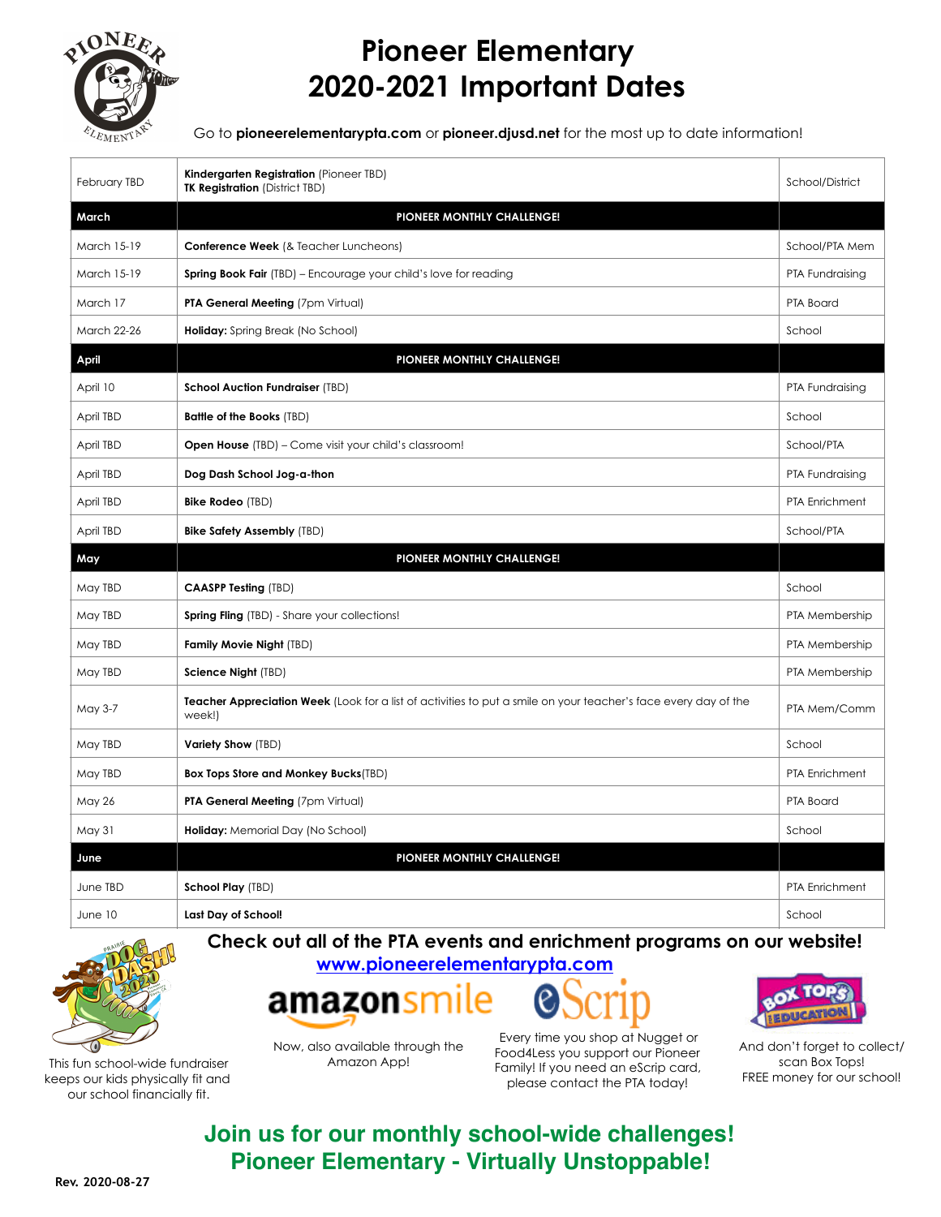# Pioneer Elementary 2020-2021 Important Dates

Go to **pioneerelementarypta.com** or **pioneer.djusd.net** for the most up to date information!

| | | |
|---|---|---|
| February TBD | **Kindergarten Registration** (Pioneer TBD)<br>**TK Registration** (District TBD) | School/District |
| **March** | **PIONEER MONTHLY CHALLENGE!** | |
| March 15-19 | **Conference Week** (& Teacher Luncheons) | School/PTA Mem |
| March 15-19 | **Spring Book Fair** (TBD) – Encourage your child's love for reading | PTA Fundraising |
| March 17 | **PTA General Meeting** (7pm Virtual) | PTA Board |
| March 22-26 | **Holiday:** Spring Break (No School) | School |
| **April** | **PIONEER MONTHLY CHALLENGE!** | |
| April 10 | **School Auction Fundraiser** (TBD) | PTA Fundraising |
| April TBD | **Battle of the Books** (TBD) | School |
| April TBD | **Open House** (TBD) – Come visit your child's classroom! | School/PTA |
| April TBD | **Dog Dash School Jog-a-thon** | PTA Fundraising |
| April TBD | **Bike Rodeo** (TBD) | PTA Enrichment |
| April TBD | **Bike Safety Assembly** (TBD) | School/PTA |
| **May** | **PIONEER MONTHLY CHALLENGE!** | |
| May TBD | **CAASPP Testing** (TBD) | School |
| May TBD | **Spring Fling** (TBD) - Share your collections! | PTA Membership |
| May TBD | **Family Movie Night** (TBD) | PTA Membership |
| May TBD | **Science Night** (TBD) | PTA Membership |
| May 3-7 | **Teacher Appreciation Week** (Look for a list of activities to put a smile on your teacher's face every day of the week!) | PTA Mem/Comm |
| May TBD | **Variety Show** (TBD) | School |
| May TBD | **Box Tops Store and Monkey Bucks**(TBD) | PTA Enrichment |
| May 26 | **PTA General Meeting** (7pm Virtual) | PTA Board |
| May 31 | **Holiday:** Memorial Day (No School) | School |
| **June** | **PIONEER MONTHLY CHALLENGE!** | |
| June TBD | **School Play** (TBD) | PTA Enrichment |
| June 10 | **Last Day of School!** | School |

## Check out all of the PTA events and enrichment programs on our website!

**www.pioneerelementarypta.com**

This fun school-wide fundraiser keeps our kids physically fit and our school financially fit.

Now, also available through the Amazon App!

Every time you shop at Nugget or Food4Less you support our Pioneer Family! If you need an eScrip card, please contact the PTA today!

And don't forget to collect/ scan Box Tops! FREE money for our school!

## Join us for our monthly school-wide challenges! Pioneer Elementary - Virtually Unstoppable!

Rev. 2020-08-27